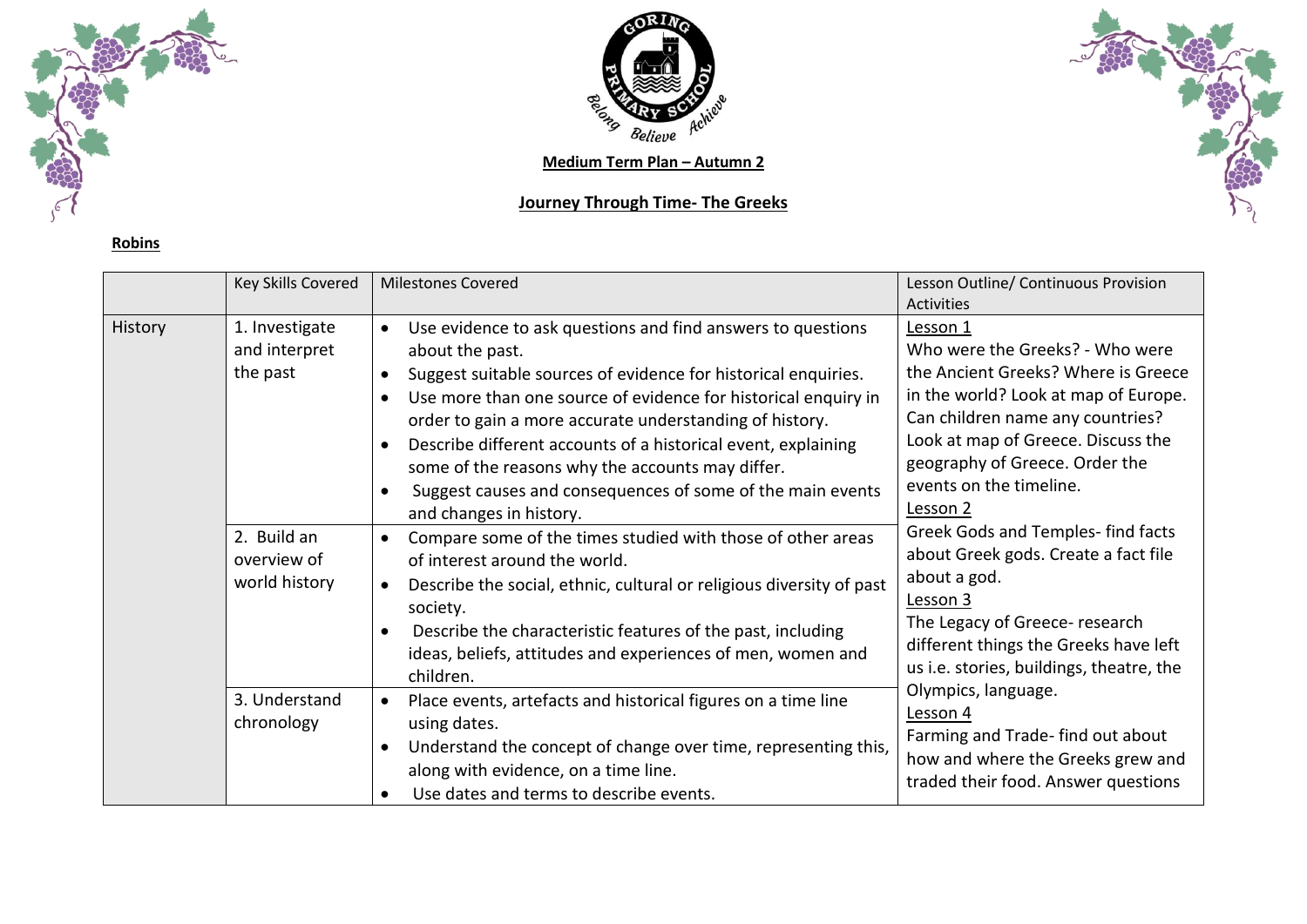**Medium Term Plan – Autumn 2**

**Journey Through Time- The Greeks**

**Robins**

| | Key Skills Covered | Milestones Covered | Lesson Outline/ Continuous Provision Activities |
|---|---|---|---|
| History | 1. Investigate and interpret the past | • Use evidence to ask questions and find answers to questions about the past.<br>• Suggest suitable sources of evidence for historical enquiries.<br>• Use more than one source of evidence for historical enquiry in order to gain a more accurate understanding of history.<br>• Describe different accounts of a historical event, explaining some of the reasons why the accounts may differ.<br>• Suggest causes and consequences of some of the main events and changes in history. | Lesson 1<br>Who were the Greeks? - Who were the Ancient Greeks? Where is Greece in the world? Look at map of Europe. Can children name any countries? Look at map of Greece. Discuss the geography of Greece. Order the events on the timeline.<br>Lesson 2<br>Greek Gods and Temples- find facts about Greek gods. Create a fact file about a god.<br>Lesson 3<br>The Legacy of Greece- research different things the Greeks have left us i.e. stories, buildings, theatre, the Olympics, language.<br>Lesson 4<br>Farming and Trade- find out about how and where the Greeks grew and traded their food. Answer questions |
| | 2. Build an overview of world history | • Compare some of the times studied with those of other areas of interest around the world.<br>• Describe the social, ethnic, cultural or religious diversity of past society.<br>• Describe the characteristic features of the past, including ideas, beliefs, attitudes and experiences of men, women and children. | |
| | 3. Understand chronology | • Place events, artefacts and historical figures on a time line using dates.<br>• Understand the concept of change over time, representing this, along with evidence, on a time line.<br>• Use dates and terms to describe events. | |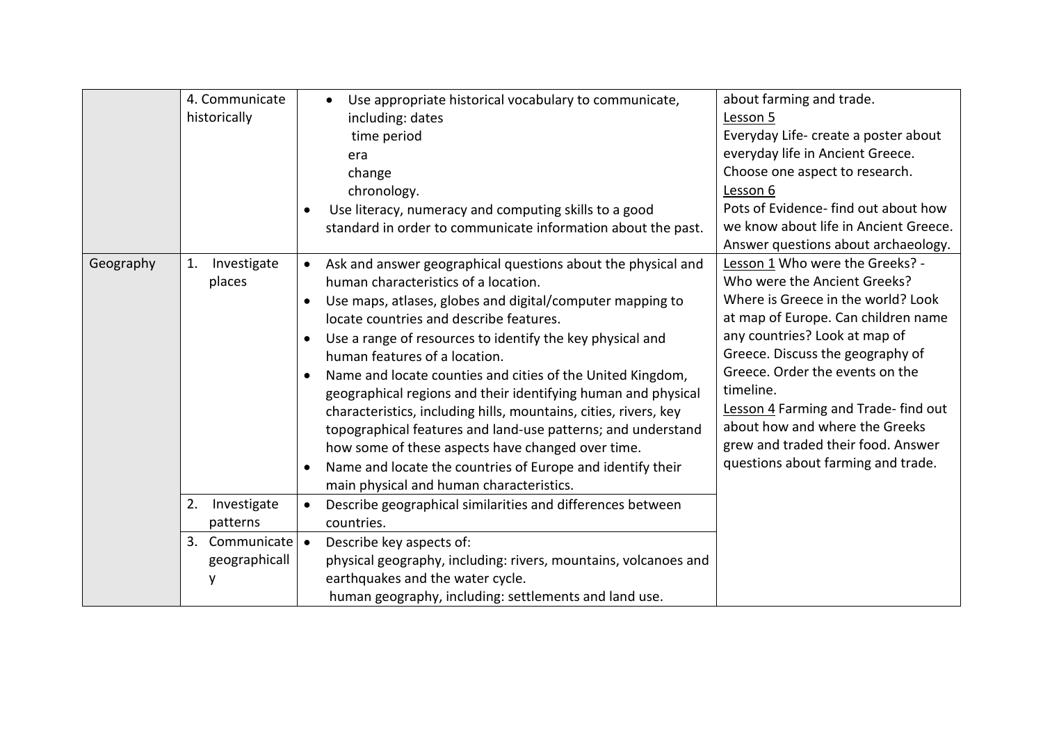| | | | |
|---|---|---|---|
| | 4. Communicate historically | • Use appropriate historical vocabulary to communicate, including: dates<br>time period<br>era<br>change<br>chronology.<br>• Use literacy, numeracy and computing skills to a good standard in order to communicate information about the past. | about farming and trade.<br>Lesson 5<br>Everyday Life- create a poster about everyday life in Ancient Greece. Choose one aspect to research.<br>Lesson 6<br>Pots of Evidence- find out about how we know about life in Ancient Greece. Answer questions about archaeology. |
| Geography | 1. Investigate places | • Ask and answer geographical questions about the physical and human characteristics of a location.<br>• Use maps, atlases, globes and digital/computer mapping to locate countries and describe features.<br>• Use a range of resources to identify the key physical and human features of a location.<br>• Name and locate counties and cities of the United Kingdom, geographical regions and their identifying human and physical characteristics, including hills, mountains, cities, rivers, key topographical features and land-use patterns; and understand how some of these aspects have changed over time.<br>• Name and locate the countries of Europe and identify their main physical and human characteristics. | Lesson 1 Who were the Greeks? - Who were the Ancient Greeks? Where is Greece in the world? Look at map of Europe. Can children name any countries? Look at map of Greece. Discuss the geography of Greece. Order the events on the timeline.<br>Lesson 4 Farming and Trade- find out about how and where the Greeks grew and traded their food. Answer questions about farming and trade. |
| | 2. Investigate patterns | • Describe geographical similarities and differences between countries. | |
| | 3. Communicate geographically | • Describe key aspects of:<br>physical geography, including: rivers, mountains, volcanoes and earthquakes and the water cycle.<br>human geography, including: settlements and land use. | |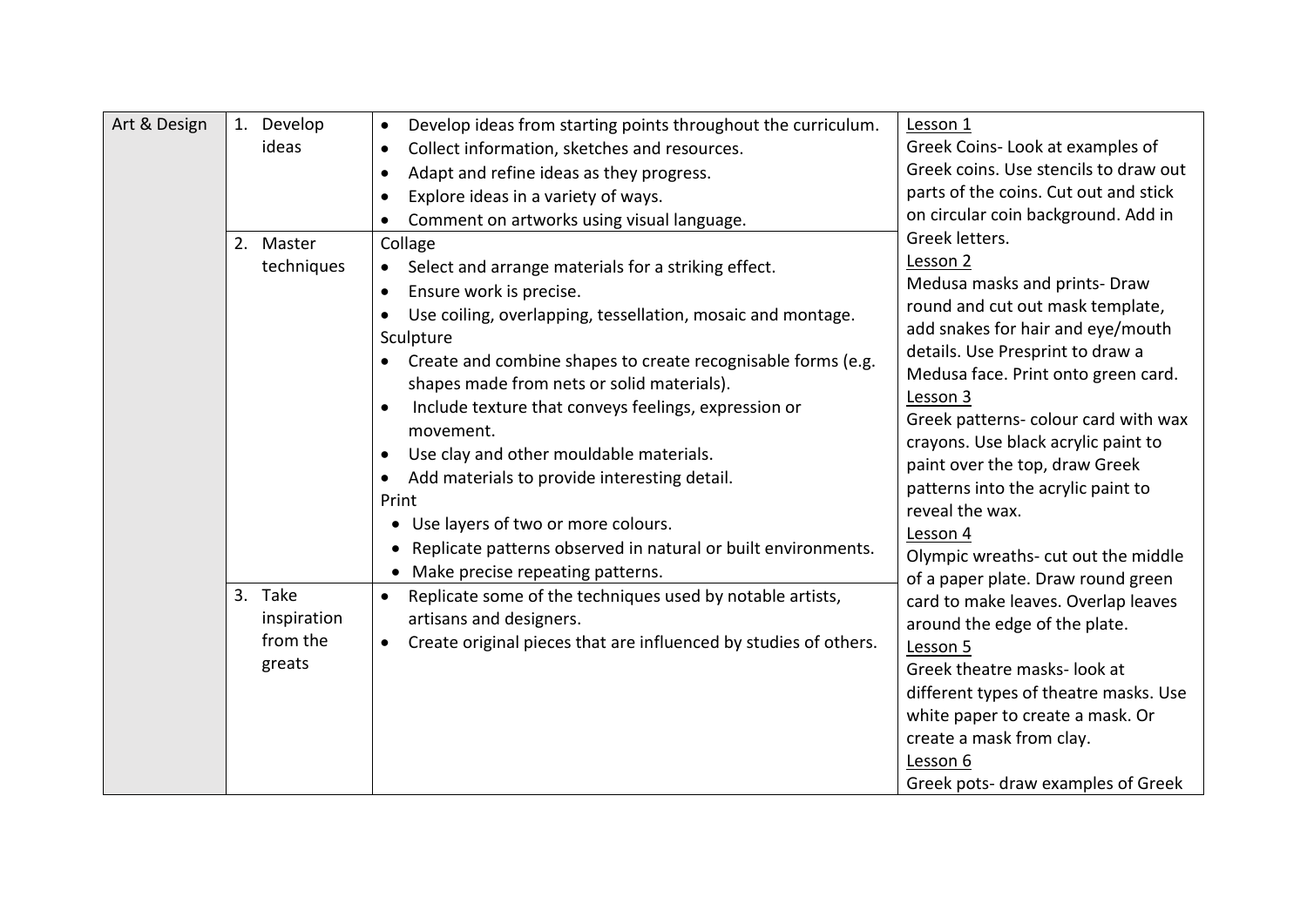| | | | |
|---|---|---|---|
| Art & Design | 1. Develop ideas | • Develop ideas from starting points throughout the curriculum.<br>• Collect information, sketches and resources.<br>• Adapt and refine ideas as they progress.<br>• Explore ideas in a variety of ways.<br>• Comment on artworks using visual language. | <u>Lesson 1</u><br>Greek Coins- Look at examples of Greek coins. Use stencils to draw out parts of the coins. Cut out and stick on circular coin background. Add in Greek letters.<br><u>Lesson 2</u><br>Medusa masks and prints- Draw round and cut out mask template, add snakes for hair and eye/mouth details. Use Presprint to draw a Medusa face. Print onto green card.<br><u>Lesson 3</u><br>Greek patterns- colour card with wax crayons. Use black acrylic paint to paint over the top, draw Greek patterns into the acrylic paint to reveal the wax.<br><u>Lesson 4</u><br>Olympic wreaths- cut out the middle of a paper plate. Draw round green card to make leaves. Overlap leaves around the edge of the plate.<br><u>Lesson 5</u><br>Greek theatre masks- look at different types of theatre masks. Use white paper to create a mask. Or create a mask from clay.<br><u>Lesson 6</u><br>Greek pots- draw examples of Greek |
| | 2. Master techniques | Collage<br>• Select and arrange materials for a striking effect.<br>• Ensure work is precise.<br>• Use coiling, overlapping, tessellation, mosaic and montage.<br>Sculpture<br>• Create and combine shapes to create recognisable forms (e.g. shapes made from nets or solid materials).<br>• Include texture that conveys feelings, expression or movement.<br>• Use clay and other mouldable materials.<br>• Add materials to provide interesting detail.<br>Print<br>• Use layers of two or more colours.<br>• Replicate patterns observed in natural or built environments.<br>• Make precise repeating patterns. | |
| | 3. Take inspiration from the greats | • Replicate some of the techniques used by notable artists, artisans and designers.<br>• Create original pieces that are influenced by studies of others. | |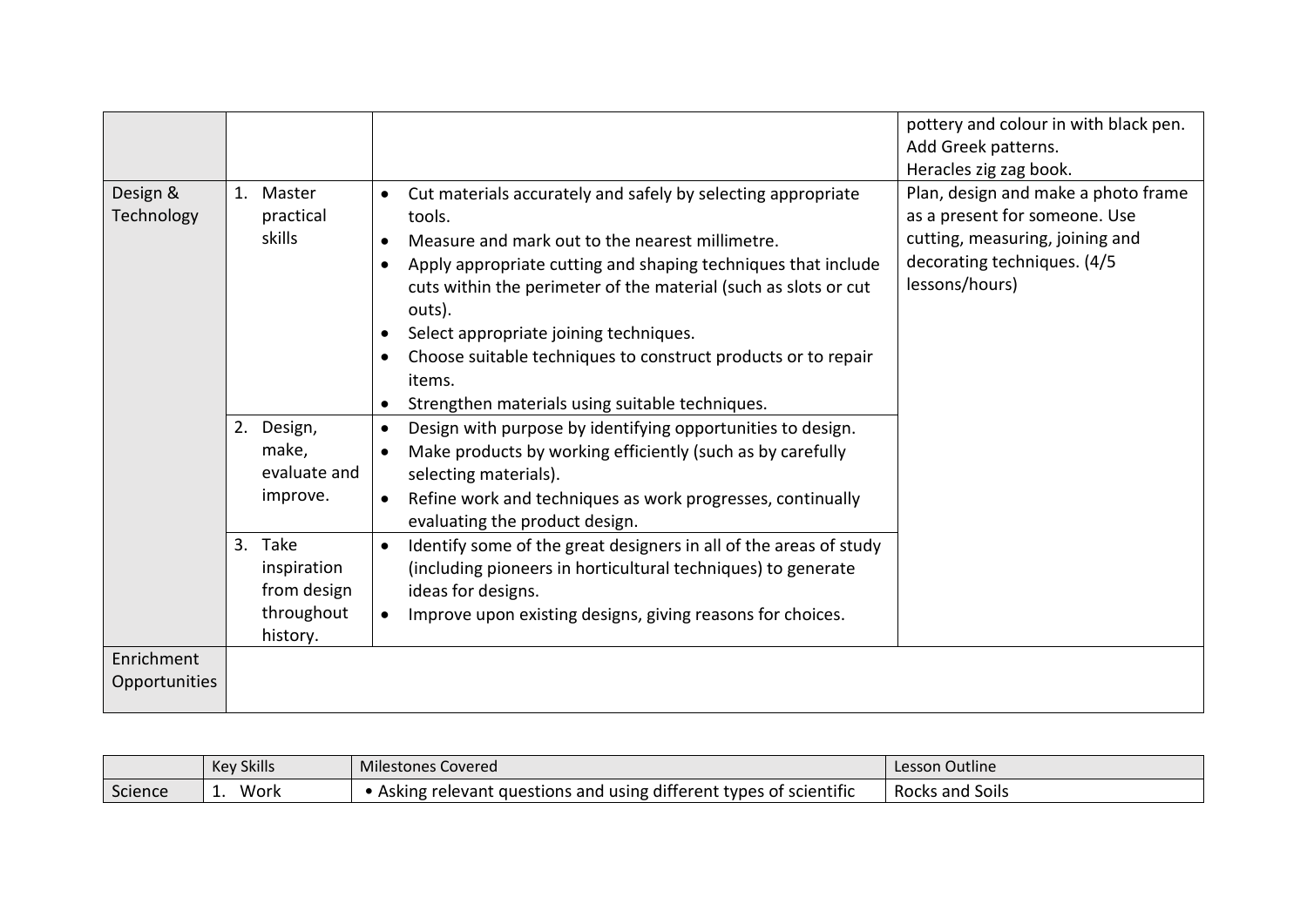| | | | |
|---|---|---|---|
| | | | pottery and colour in with black pen. Add Greek patterns. Heracles zig zag book. |
| Design & Technology | 1. Master practical skills | • Cut materials accurately and safely by selecting appropriate tools. <br>• Measure and mark out to the nearest millimetre. <br>• Apply appropriate cutting and shaping techniques that include cuts within the perimeter of the material (such as slots or cut outs). <br>• Select appropriate joining techniques. <br>• Choose suitable techniques to construct products or to repair items. <br>• Strengthen materials using suitable techniques. | Plan, design and make a photo frame as a present for someone. Use cutting, measuring, joining and decorating techniques. (4/5 lessons/hours) |
| | 2. Design, make, evaluate and improve. | • Design with purpose by identifying opportunities to design. <br>• Make products by working efficiently (such as by carefully selecting materials). <br>• Refine work and techniques as work progresses, continually evaluating the product design. | |
| | 3. Take inspiration from design throughout history. | • Identify some of the great designers in all of the areas of study (including pioneers in horticultural techniques) to generate ideas for designs. <br>• Improve upon existing designs, giving reasons for choices. | |
| Enrichment Opportunities | | | |

| | Key Skills | Milestones Covered | Lesson Outline |
|---|---|---|---|
| Science | 1. Work | • Asking relevant questions and using different types of scientific | Rocks and Soils |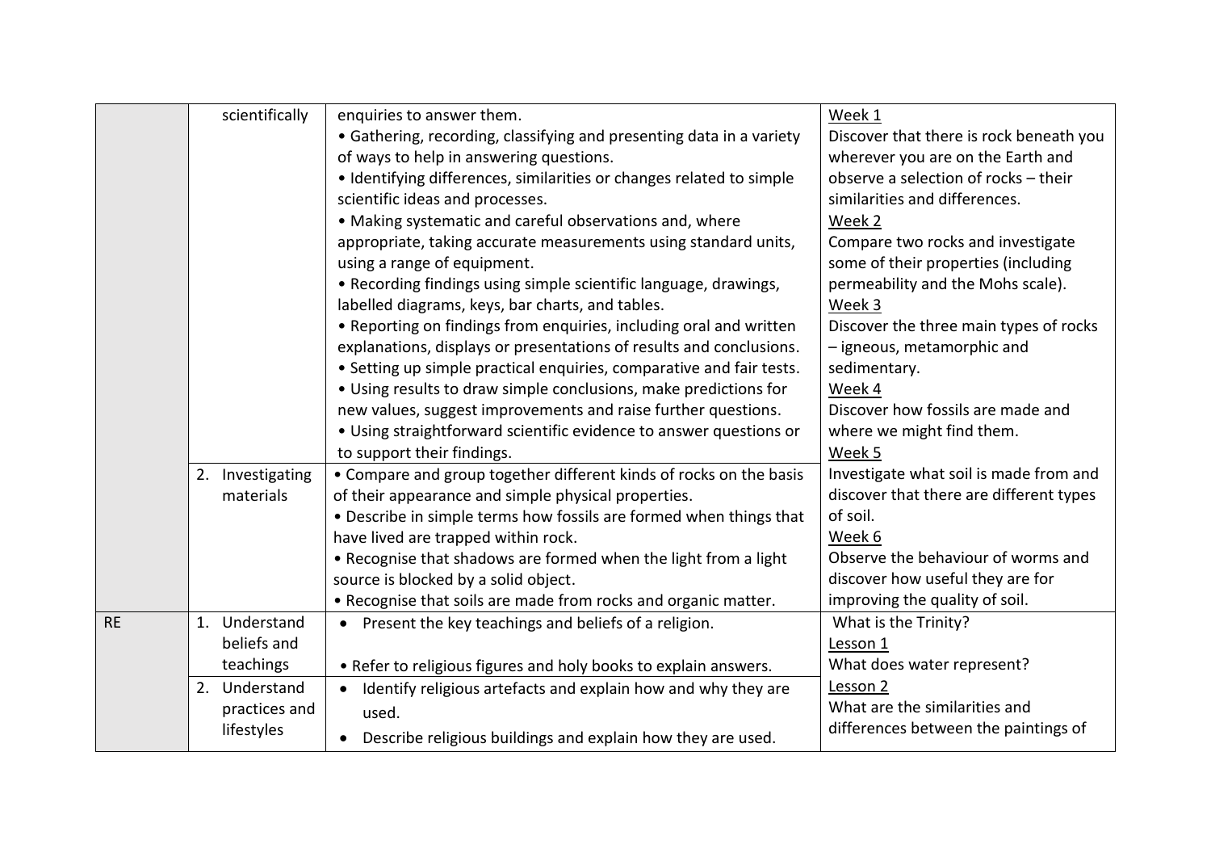| | | | |
|---|---|---|---|
| | scientifically | enquiries to answer them.<br>• Gathering, recording, classifying and presenting data in a variety of ways to help in answering questions.<br>• Identifying differences, similarities or changes related to simple scientific ideas and processes.<br>• Making systematic and careful observations and, where appropriate, taking accurate measurements using standard units, using a range of equipment.<br>• Recording findings using simple scientific language, drawings, labelled diagrams, keys, bar charts, and tables.<br>• Reporting on findings from enquiries, including oral and written explanations, displays or presentations of results and conclusions.<br>• Setting up simple practical enquiries, comparative and fair tests.<br>• Using results to draw simple conclusions, make predictions for new values, suggest improvements and raise further questions.<br>• Using straightforward scientific evidence to answer questions or to support their findings. | Week 1<br>Discover that there is rock beneath you wherever you are on the Earth and observe a selection of rocks – their similarities and differences.<br>Week 2<br>Compare two rocks and investigate some of their properties (including permeability and the Mohs scale).<br>Week 3<br>Discover the three main types of rocks – igneous, metamorphic and sedimentary.<br>Week 4<br>Discover how fossils are made and where we might find them.<br>Week 5<br>Investigate what soil is made from and discover that there are different types of soil.<br>Week 6<br>Observe the behaviour of worms and discover how useful they are for improving the quality of soil. |
| | 2. Investigating materials | • Compare and group together different kinds of rocks on the basis of their appearance and simple physical properties.<br>• Describe in simple terms how fossils are formed when things that have lived are trapped within rock.<br>• Recognise that shadows are formed when the light from a light source is blocked by a solid object.<br>• Recognise that soils are made from rocks and organic matter. | |
| RE | 1. Understand beliefs and teachings | • Present the key teachings and beliefs of a religion.<br>• Refer to religious figures and holy books to explain answers. | What is the Trinity?<br>Lesson 1<br>What does water represent?<br>Lesson 2<br>What are the similarities and differences between the paintings of |
| | 2. Understand practices and lifestyles | • Identify religious artefacts and explain how and why they are used.<br>• Describe religious buildings and explain how they are used. | |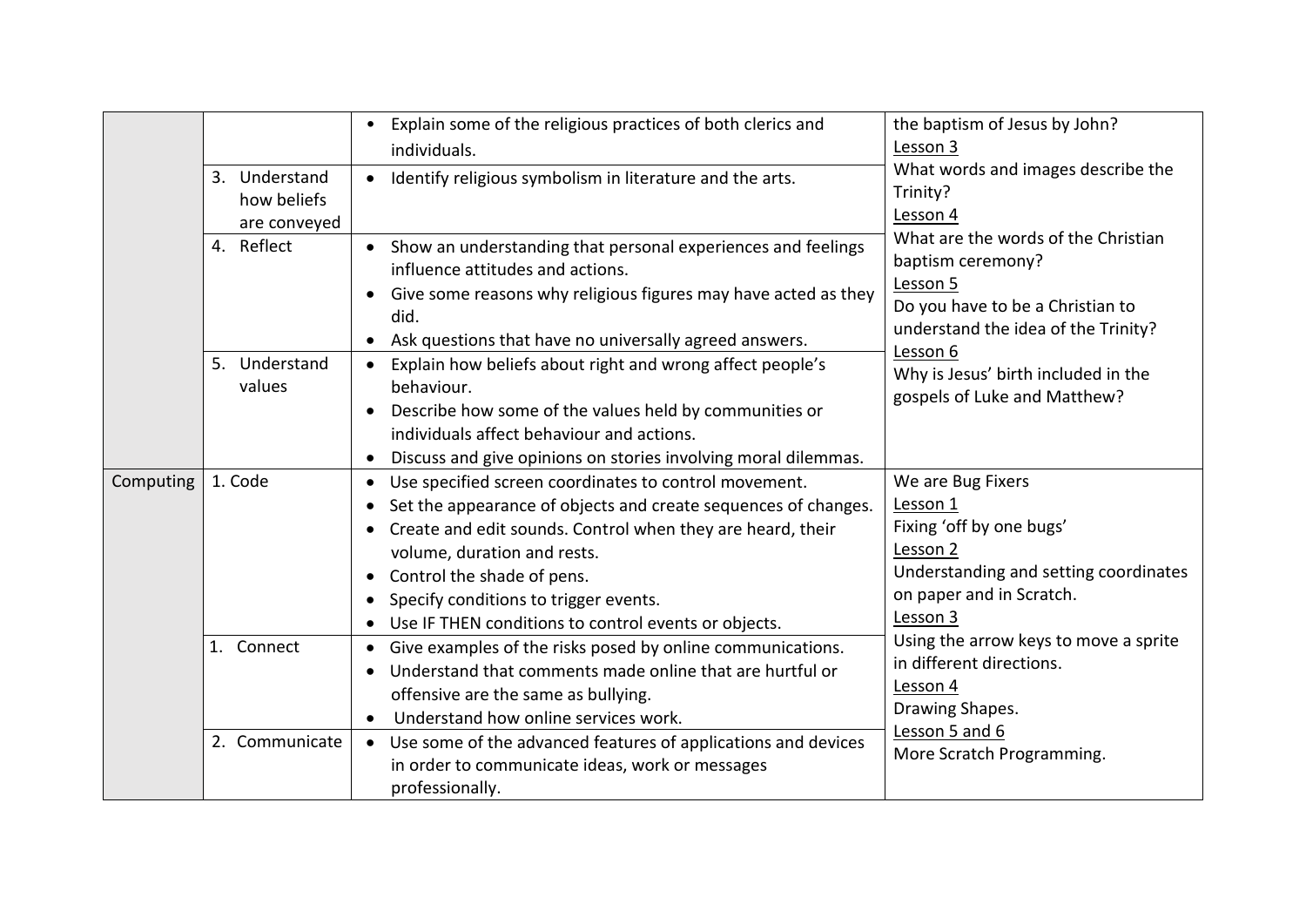| | | | |
|---|---|---|---|
| | | • Explain some of the religious practices of both clerics and individuals. | the baptism of Jesus by John?<br>Lesson 3<br>What words and images describe the Trinity?<br>Lesson 4<br>What are the words of the Christian baptism ceremony?<br>Lesson 5<br>Do you have to be a Christian to understand the idea of the Trinity?<br>Lesson 6<br>Why is Jesus' birth included in the gospels of Luke and Matthew? |
| | 3. Understand how beliefs are conveyed | • Identify religious symbolism in literature and the arts. | |
| | 4. Reflect | • Show an understanding that personal experiences and feelings influence attitudes and actions.<br>• Give some reasons why religious figures may have acted as they did.<br>• Ask questions that have no universally agreed answers. | |
| | 5. Understand values | • Explain how beliefs about right and wrong affect people's behaviour.<br>• Describe how some of the values held by communities or individuals affect behaviour and actions.<br>• Discuss and give opinions on stories involving moral dilemmas. | |
| Computing | 1. Code | • Use specified screen coordinates to control movement.<br>• Set the appearance of objects and create sequences of changes.<br>• Create and edit sounds. Control when they are heard, their volume, duration and rests.<br>• Control the shade of pens.<br>• Specify conditions to trigger events.<br>• Use IF THEN conditions to control events or objects. | We are Bug Fixers<br>Lesson 1<br>Fixing 'off by one bugs'<br>Lesson 2<br>Understanding and setting coordinates on paper and in Scratch.<br>Lesson 3<br>Using the arrow keys to move a sprite in different directions.<br>Lesson 4<br>Drawing Shapes.<br>Lesson 5 and 6<br>More Scratch Programming. |
| | 1. Connect | • Give examples of the risks posed by online communications.<br>• Understand that comments made online that are hurtful or offensive are the same as bullying.<br>• Understand how online services work. | |
| | 2. Communicate | • Use some of the advanced features of applications and devices in order to communicate ideas, work or messages professionally. | |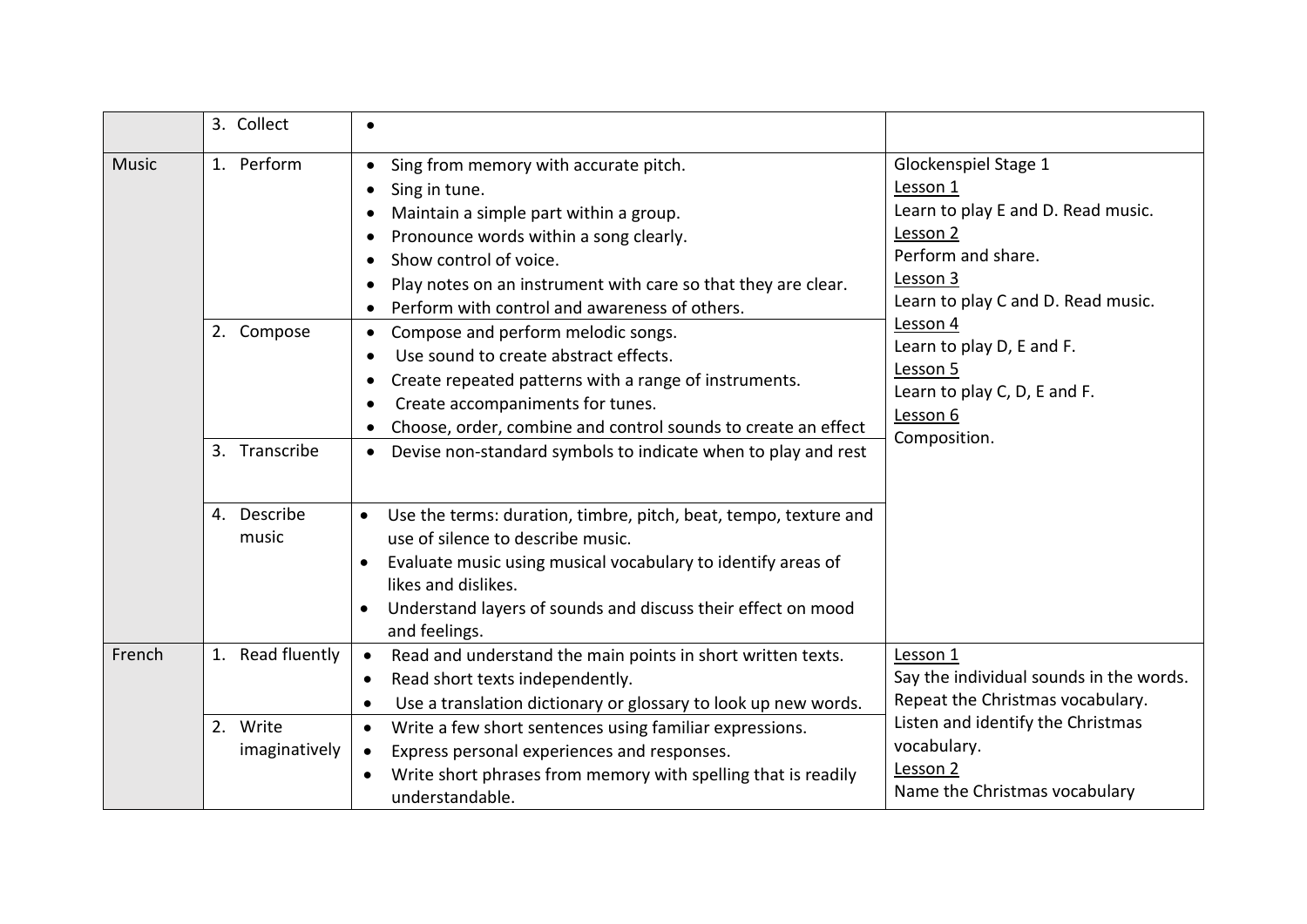|  | 3. Collect | • |  |
|---|---|---|---|
| Music | 1. Perform | • Sing from memory with accurate pitch.<br>• Sing in tune.<br>• Maintain a simple part within a group.<br>• Pronounce words within a song clearly.<br>• Show control of voice.<br>• Play notes on an instrument with care so that they are clear.<br>• Perform with control and awareness of others. | Glockenspiel Stage 1<br>Lesson 1<br>Learn to play E and D. Read music.<br>Lesson 2<br>Perform and share.<br>Lesson 3<br>Learn to play C and D. Read music.<br>Lesson 4<br>Learn to play D, E and F.<br>Lesson 5<br>Learn to play C, D, E and F.<br>Lesson 6<br>Composition. |
|  | 2. Compose | • Compose and perform melodic songs.<br>• Use sound to create abstract effects.<br>• Create repeated patterns with a range of instruments.<br>• Create accompaniments for tunes.<br>• Choose, order, combine and control sounds to create an effect |  |
|  | 3. Transcribe | • Devise non-standard symbols to indicate when to play and rest |  |
|  | 4. Describe music | • Use the terms: duration, timbre, pitch, beat, tempo, texture and use of silence to describe music.<br>• Evaluate music using musical vocabulary to identify areas of likes and dislikes.<br>• Understand layers of sounds and discuss their effect on mood and feelings. |  |
| French | 1. Read fluently | • Read and understand the main points in short written texts.<br>• Read short texts independently.<br>• Use a translation dictionary or glossary to look up new words. | Lesson 1<br>Say the individual sounds in the words.<br>Repeat the Christmas vocabulary.<br>Listen and identify the Christmas vocabulary.<br>Lesson 2<br>Name the Christmas vocabulary |
|  | 2. Write imaginatively | • Write a few short sentences using familiar expressions.<br>• Express personal experiences and responses.<br>• Write short phrases from memory with spelling that is readily understandable. |  |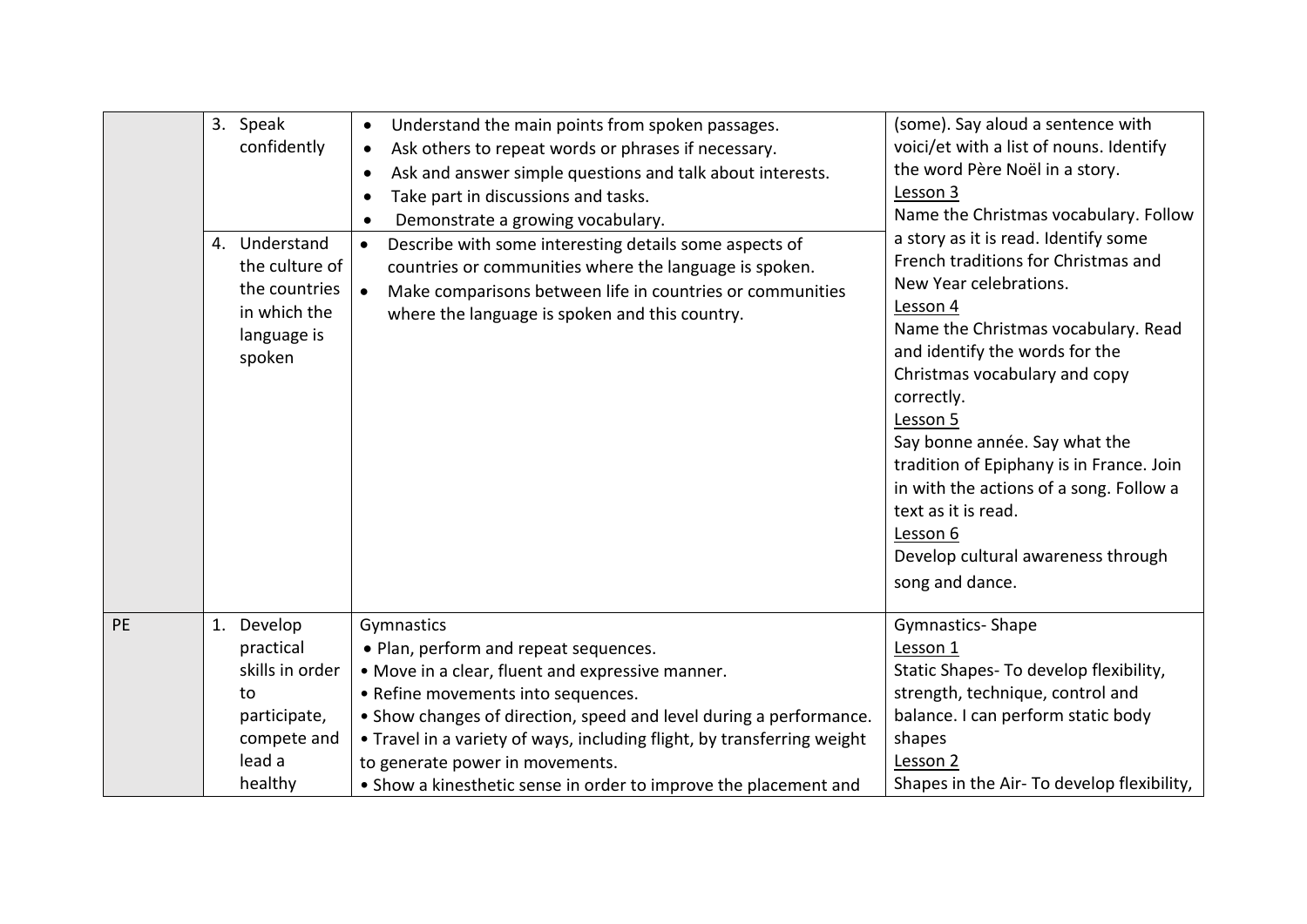| | | | |
|---|---|---|---|
| | 3. Speak confidently | • Understand the main points from spoken passages.<br>• Ask others to repeat words or phrases if necessary.<br>• Ask and answer simple questions and talk about interests.<br>• Take part in discussions and tasks.<br>• Demonstrate a growing vocabulary. | (some). Say aloud a sentence with voici/et with a list of nouns. Identify the word Père Noël in a story.<br>Lesson 3<br>Name the Christmas vocabulary. Follow a story as it is read. Identify some French traditions for Christmas and New Year celebrations.<br>Lesson 4<br>Name the Christmas vocabulary. Read and identify the words for the Christmas vocabulary and copy correctly.<br>Lesson 5<br>Say bonne année. Say what the tradition of Epiphany is in France. Join in with the actions of a song. Follow a text as it is read.<br>Lesson 6<br>Develop cultural awareness through song and dance. |
| | 4. Understand the culture of the countries in which the language is spoken | • Describe with some interesting details some aspects of countries or communities where the language is spoken.<br>• Make comparisons between life in countries or communities where the language is spoken and this country. | |
| PE | 1. Develop practical skills in order to participate, compete and lead a healthy | Gymnastics<br>• Plan, perform and repeat sequences.<br>• Move in a clear, fluent and expressive manner.<br>• Refine movements into sequences.<br>• Show changes of direction, speed and level during a performance.<br>• Travel in a variety of ways, including flight, by transferring weight to generate power in movements.<br>• Show a kinesthetic sense in order to improve the placement and | Gymnastics- Shape<br>Lesson 1<br>Static Shapes- To develop flexibility, strength, technique, control and balance. I can perform static body shapes<br>Lesson 2<br>Shapes in the Air- To develop flexibility, |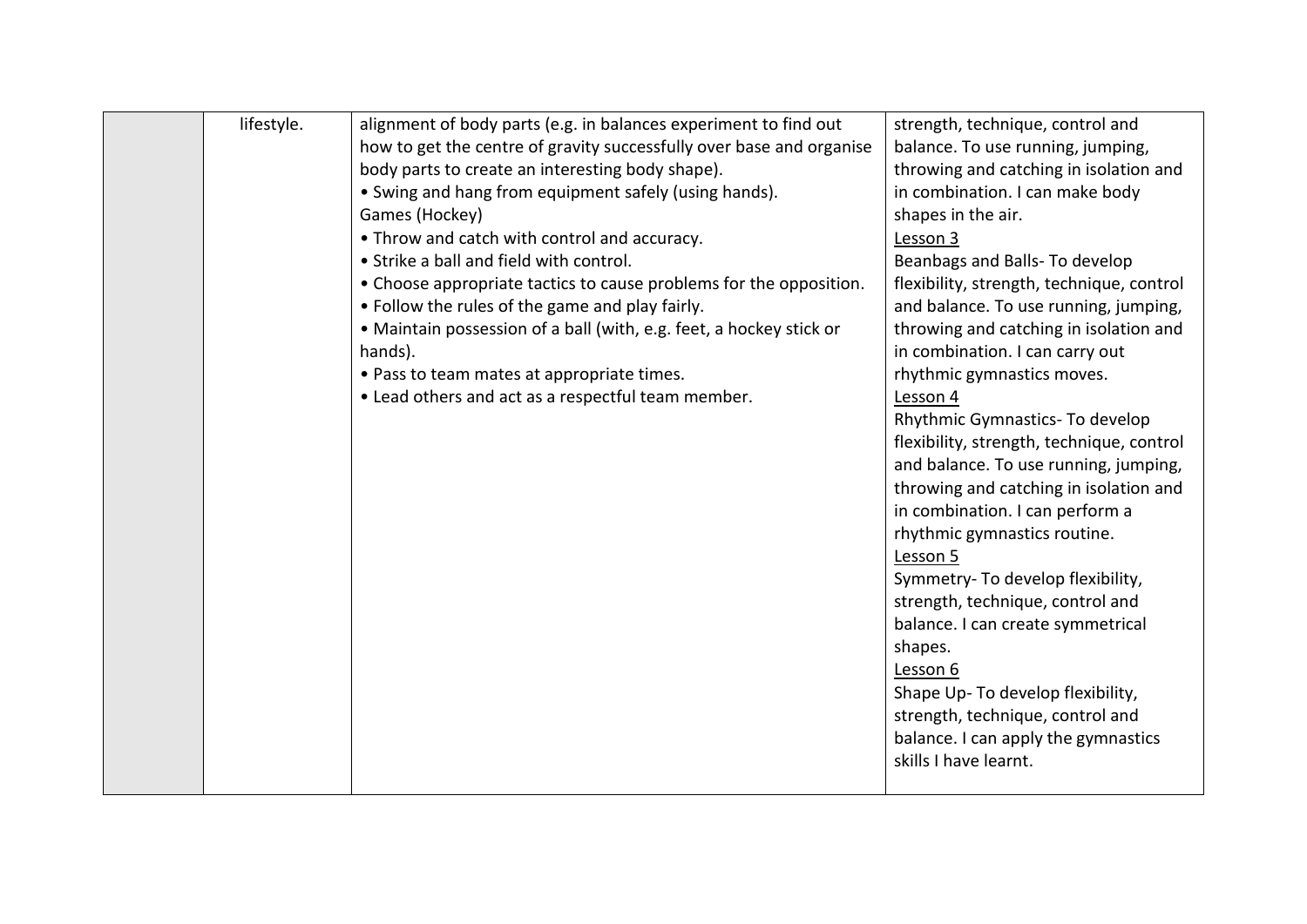|  |  |  |  |
|---|---|---|---|
|  | lifestyle. | alignment of body parts (e.g. in balances experiment to find out how to get the centre of gravity successfully over base and organise body parts to create an interesting body shape).<br>• Swing and hang from equipment safely (using hands).<br>Games (Hockey)<br>• Throw and catch with control and accuracy.<br>• Strike a ball and field with control.<br>• Choose appropriate tactics to cause problems for the opposition.<br>• Follow the rules of the game and play fairly.<br>• Maintain possession of a ball (with, e.g. feet, a hockey stick or hands).<br>• Pass to team mates at appropriate times.<br>• Lead others and act as a respectful team member. | strength, technique, control and balance. To use running, jumping, throwing and catching in isolation and in combination. I can make body shapes in the air.<br><u>Lesson 3</u><br>Beanbags and Balls- To develop flexibility, strength, technique, control and balance. To use running, jumping, throwing and catching in isolation and in combination. I can carry out rhythmic gymnastics moves.<br><u>Lesson 4</u><br>Rhythmic Gymnastics- To develop flexibility, strength, technique, control and balance. To use running, jumping, throwing and catching in isolation and in combination. I can perform a rhythmic gymnastics routine.<br><u>Lesson 5</u><br>Symmetry- To develop flexibility, strength, technique, control and balance. I can create symmetrical shapes.<br><u>Lesson 6</u><br>Shape Up- To develop flexibility, strength, technique, control and balance. I can apply the gymnastics skills I have learnt. |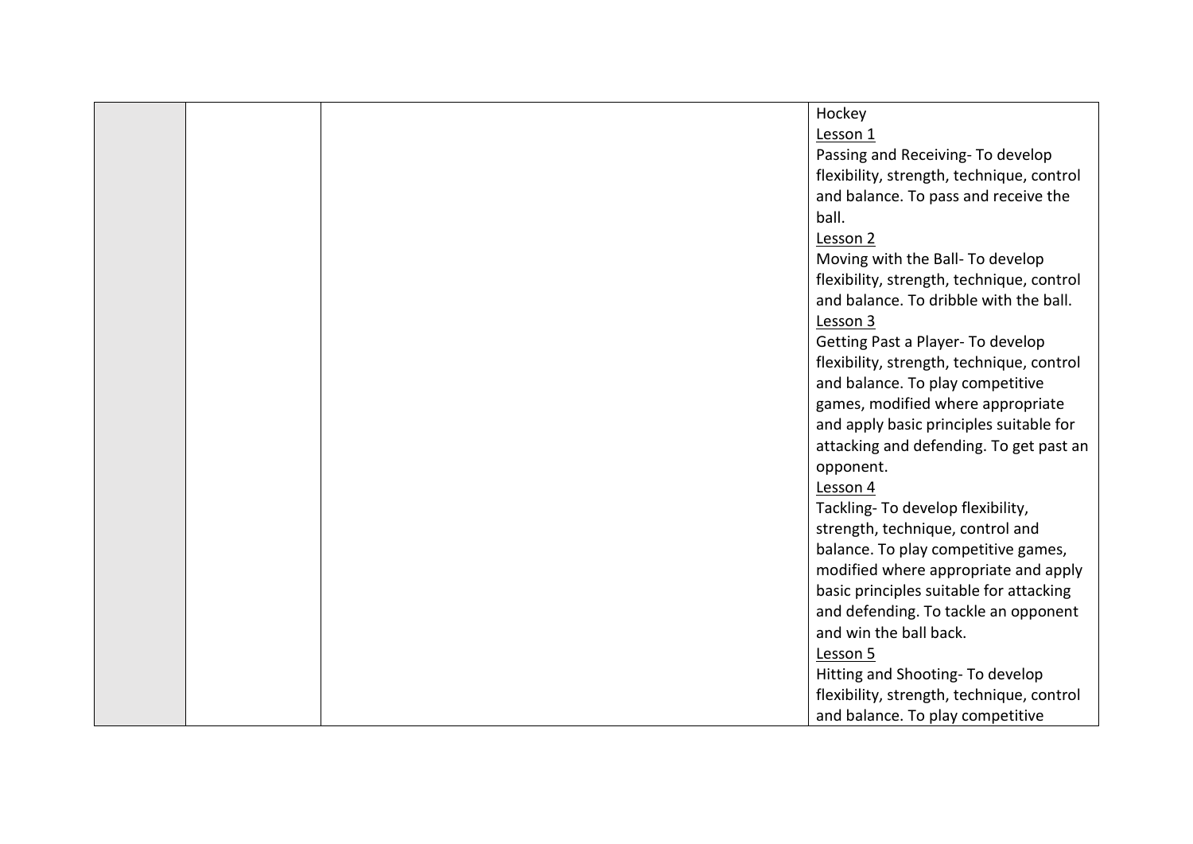|  |  |  | Hockey<br><u>Lesson 1</u><br>Passing and Receiving- To develop flexibility, strength, technique, control and balance. To pass and receive the ball.<br><u>Lesson 2</u><br>Moving with the Ball- To develop flexibility, strength, technique, control and balance. To dribble with the ball.<br><u>Lesson 3</u><br>Getting Past a Player- To develop flexibility, strength, technique, control and balance. To play competitive games, modified where appropriate and apply basic principles suitable for attacking and defending. To get past an opponent.<br><u>Lesson 4</u><br>Tackling- To develop flexibility, strength, technique, control and balance. To play competitive games, modified where appropriate and apply basic principles suitable for attacking and defending. To tackle an opponent and win the ball back.<br><u>Lesson 5</u><br>Hitting and Shooting- To develop flexibility, strength, technique, control and balance. To play competitive |
|---|---|---|---|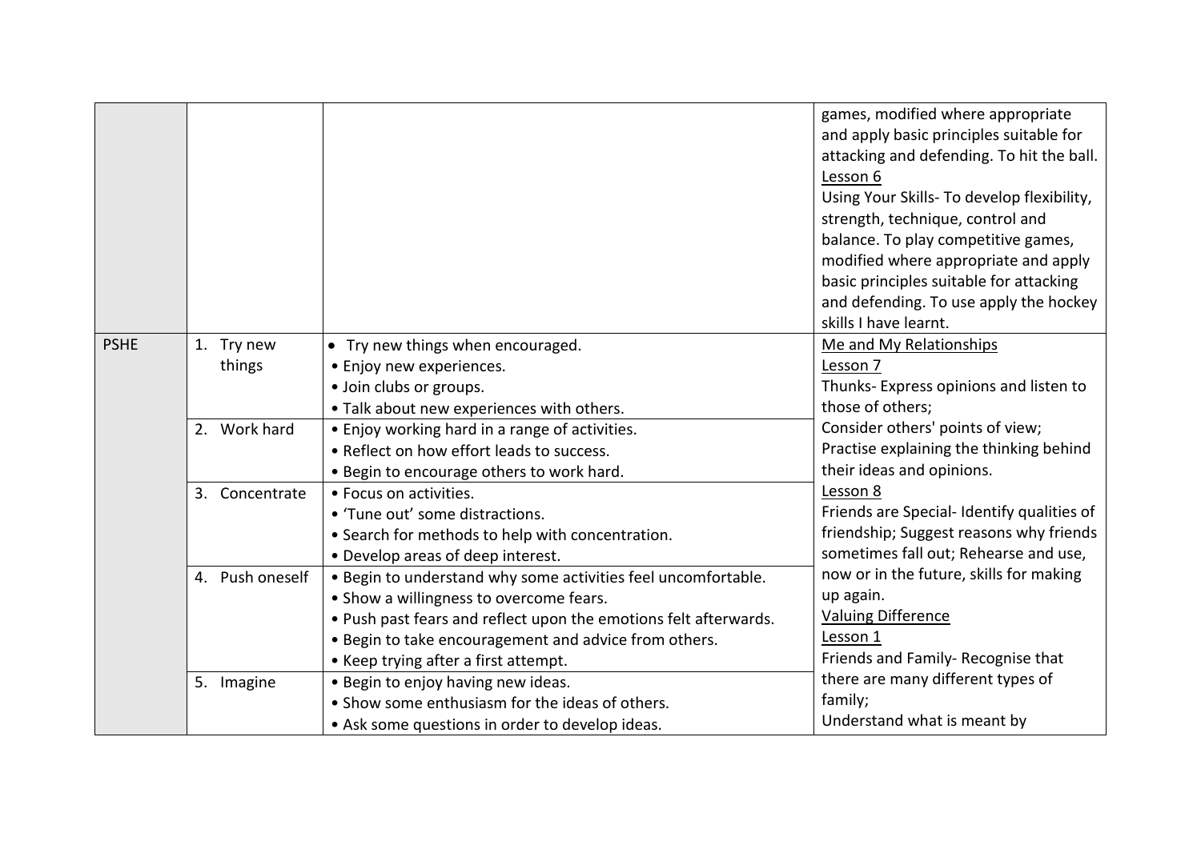| | | | |
|---|---|---|---|
| | | | games, modified where appropriate and apply basic principles suitable for attacking and defending. To hit the ball.<br>Lesson 6<br>Using Your Skills- To develop flexibility, strength, technique, control and balance. To play competitive games, modified where appropriate and apply basic principles suitable for attacking and defending. To use apply the hockey skills I have learnt. |
| PSHE | 1. Try new things | • Try new things when encouraged.<br>• Enjoy new experiences.<br>• Join clubs or groups.<br>• Talk about new experiences with others. | Me and My Relationships<br>Lesson 7<br>Thunks- Express opinions and listen to those of others;<br>Consider others' points of view; Practise explaining the thinking behind their ideas and opinions.<br>Lesson 8<br>Friends are Special- Identify qualities of friendship; Suggest reasons why friends sometimes fall out; Rehearse and use, now or in the future, skills for making up again.<br>Valuing Difference<br>Lesson 1<br>Friends and Family- Recognise that there are many different types of family;<br>Understand what is meant by |
| | 2. Work hard | • Enjoy working hard in a range of activities.<br>• Reflect on how effort leads to success.<br>• Begin to encourage others to work hard. | |
| | 3. Concentrate | • Focus on activities.<br>• 'Tune out' some distractions.<br>• Search for methods to help with concentration.<br>• Develop areas of deep interest. | |
| | 4. Push oneself | • Begin to understand why some activities feel uncomfortable.<br>• Show a willingness to overcome fears.<br>• Push past fears and reflect upon the emotions felt afterwards.<br>• Begin to take encouragement and advice from others.<br>• Keep trying after a first attempt. | |
| | 5. Imagine | • Begin to enjoy having new ideas.<br>• Show some enthusiasm for the ideas of others.<br>• Ask some questions in order to develop ideas. | |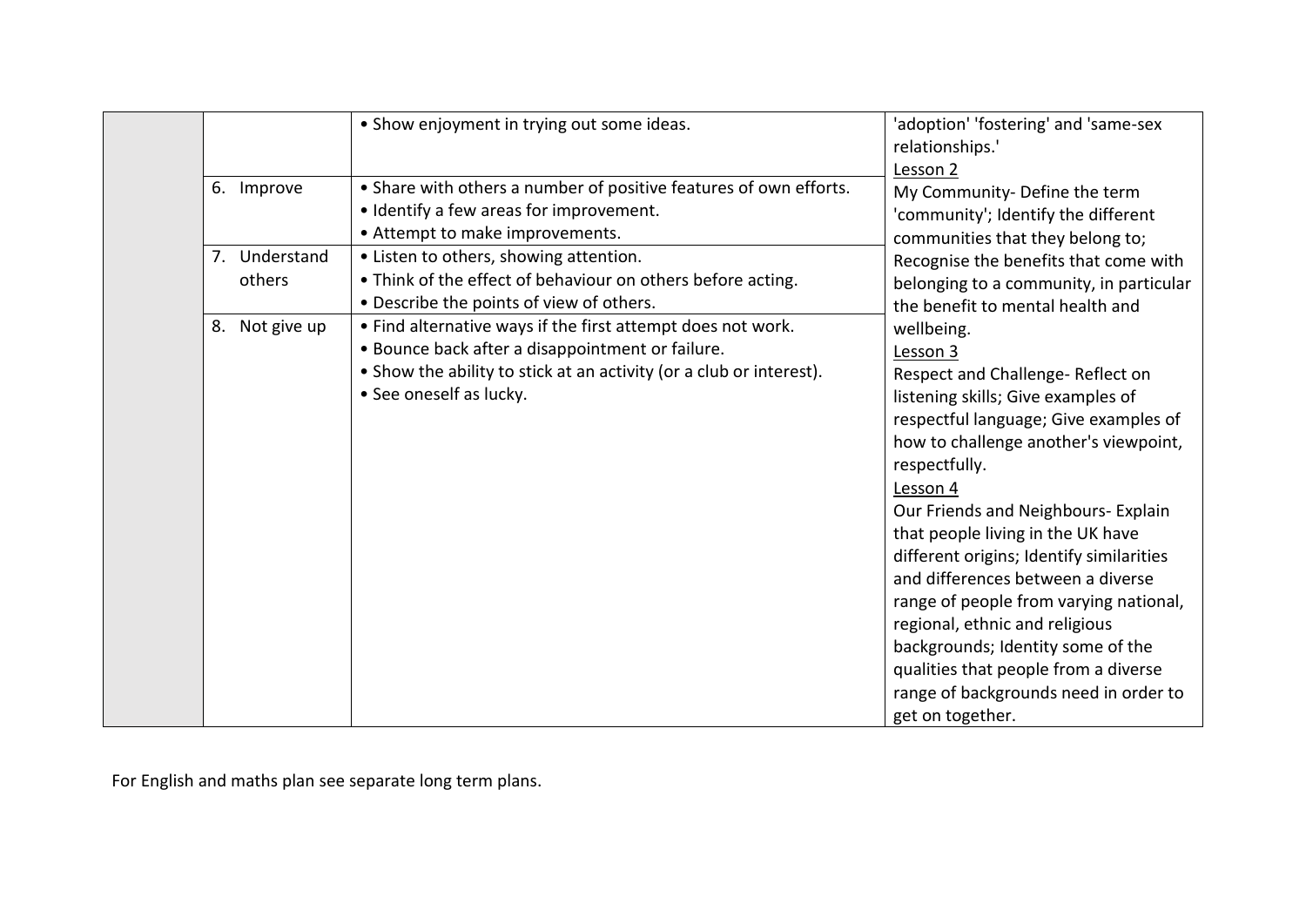| | | | |
|---|---|---|---|
| | | • Show enjoyment in trying out some ideas. | 'adoption' 'fostering' and 'same-sex relationships.'<br>Lesson 2<br>My Community- Define the term 'community'; Identify the different communities that they belong to; Recognise the benefits that come with belonging to a community, in particular the benefit to mental health and wellbeing.<br>Lesson 3<br>Respect and Challenge- Reflect on listening skills; Give examples of respectful language; Give examples of how to challenge another's viewpoint, respectfully.<br>Lesson 4<br>Our Friends and Neighbours- Explain that people living in the UK have different origins; Identify similarities and differences between a diverse range of people from varying national, regional, ethnic and religious backgrounds; Identity some of the qualities that people from a diverse range of backgrounds need in order to get on together. |
| | 6. Improve | • Share with others a number of positive features of own efforts.<br>• Identify a few areas for improvement.<br>• Attempt to make improvements. | |
| | 7. Understand others | • Listen to others, showing attention.<br>• Think of the effect of behaviour on others before acting.<br>• Describe the points of view of others. | |
| | 8. Not give up | • Find alternative ways if the first attempt does not work.<br>• Bounce back after a disappointment or failure.<br>• Show the ability to stick at an activity (or a club or interest).<br>• See oneself as lucky. | |

For English and maths plan see separate long term plans.